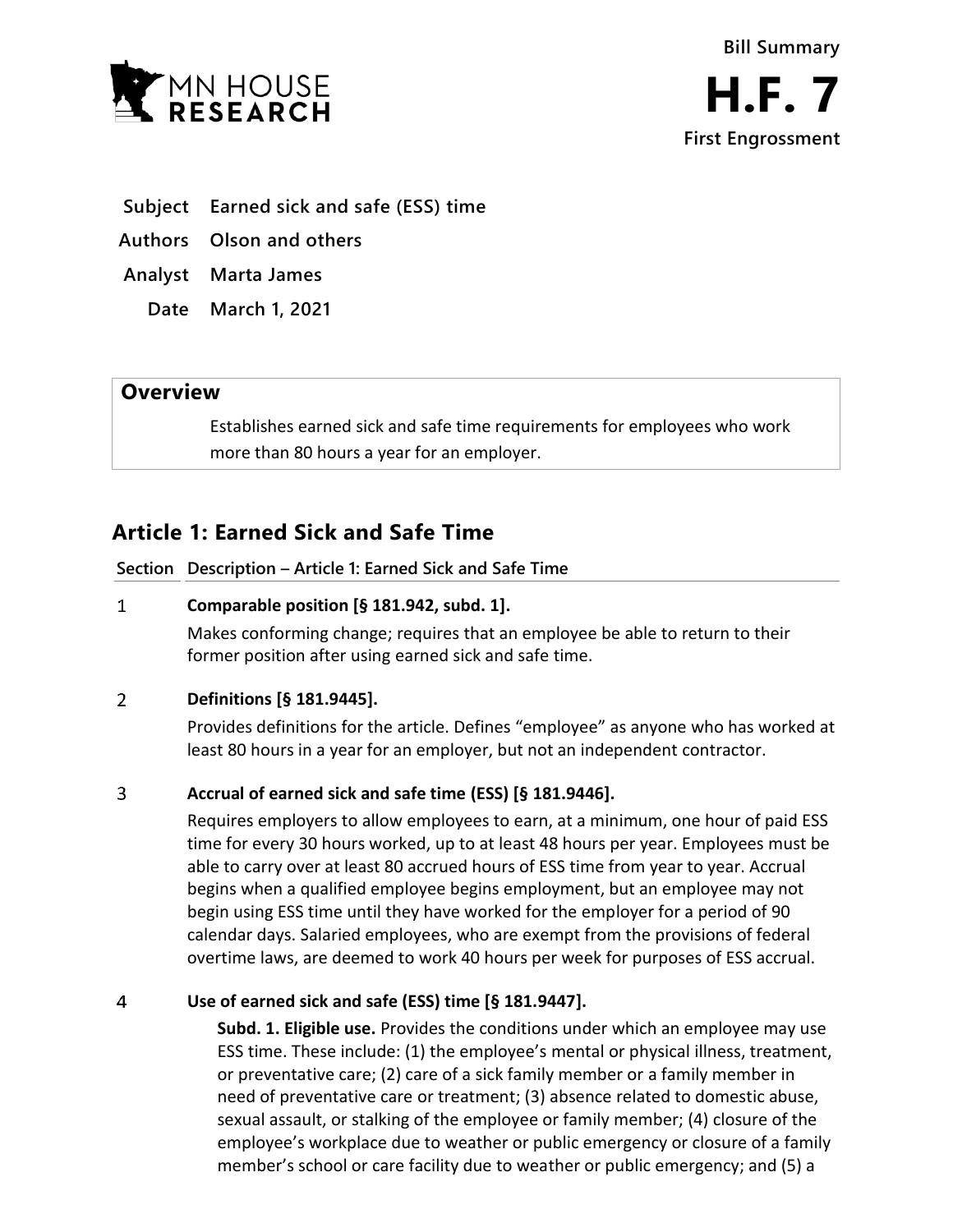Bill Summary

# H.F. 7

First Engrossment

**Subject** Earned sick and safe (ESS) time

**Authors** Olson and others

**Analyst** Marta James

**Date** March 1, 2021

## Overview

Establishes earned sick and safe time requirements for employees who work more than 80 hours a year for an employer.

## Article 1: Earned Sick and Safe Time

| Section | Description – Article 1: Earned Sick and Safe Time |
|---|---|

**1** **Comparable position [§ 181.942, subd. 1].**

Makes conforming change; requires that an employee be able to return to their former position after using earned sick and safe time.

**2** **Definitions [§ 181.9445].**

Provides definitions for the article. Defines "employee" as anyone who has worked at least 80 hours in a year for an employer, but not an independent contractor.

**3** **Accrual of earned sick and safe time (ESS) [§ 181.9446].**

Requires employers to allow employees to earn, at a minimum, one hour of paid ESS time for every 30 hours worked, up to at least 48 hours per year. Employees must be able to carry over at least 80 accrued hours of ESS time from year to year. Accrual begins when a qualified employee begins employment, but an employee may not begin using ESS time until they have worked for the employer for a period of 90 calendar days. Salaried employees, who are exempt from the provisions of federal overtime laws, are deemed to work 40 hours per week for purposes of ESS accrual.

**4** **Use of earned sick and safe (ESS) time [§ 181.9447].**

**Subd. 1. Eligible use.** Provides the conditions under which an employee may use ESS time. These include: (1) the employee's mental or physical illness, treatment, or preventative care; (2) care of a sick family member or a family member in need of preventative care or treatment; (3) absence related to domestic abuse, sexual assault, or stalking of the employee or family member; (4) closure of the employee's workplace due to weather or public emergency or closure of a family member's school or care facility due to weather or public emergency; and (5) a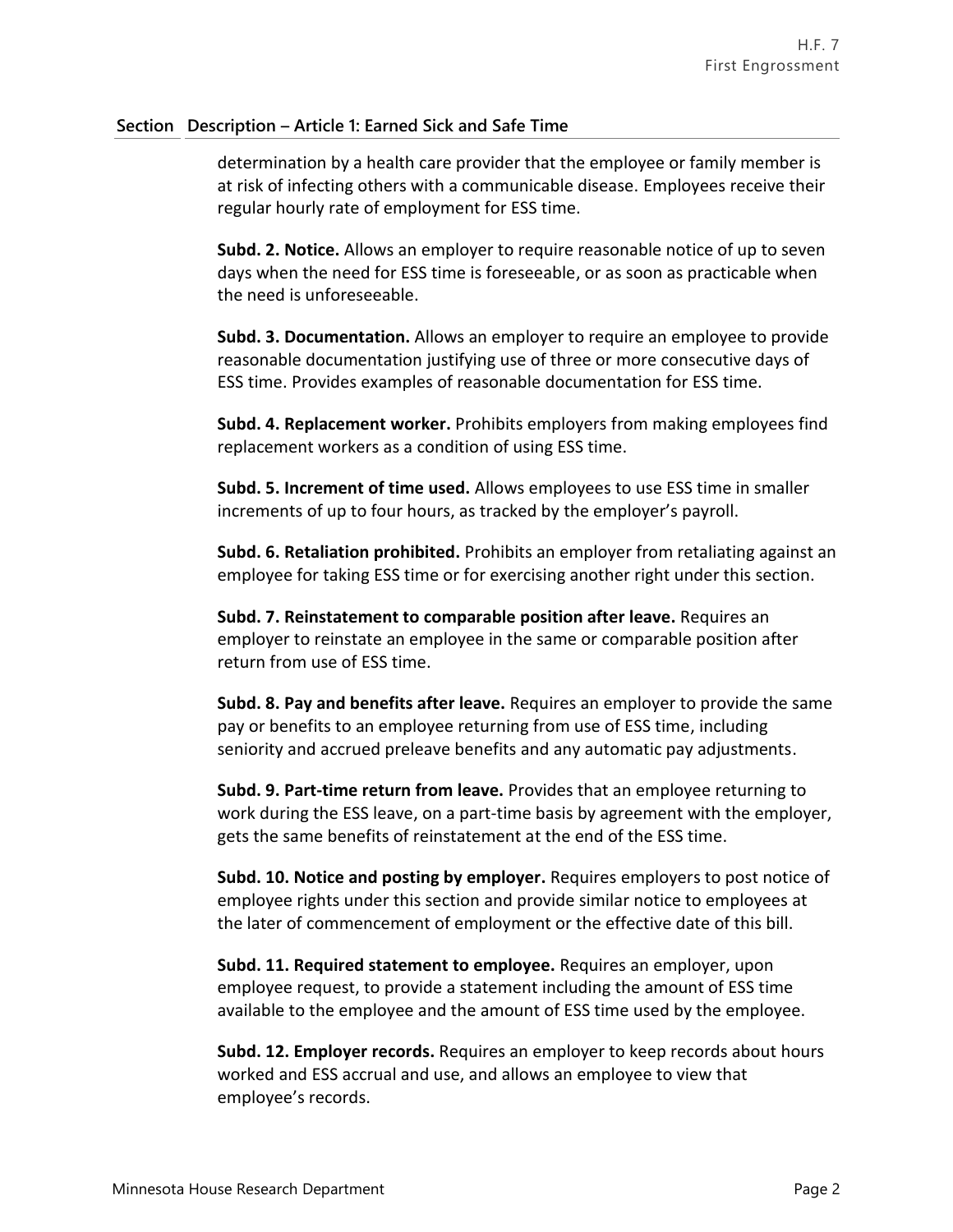**Section Description – Article 1: Earned Sick and Safe Time**

determination by a health care provider that the employee or family member is at risk of infecting others with a communicable disease. Employees receive their regular hourly rate of employment for ESS time.

**Subd. 2. Notice.** Allows an employer to require reasonable notice of up to seven days when the need for ESS time is foreseeable, or as soon as practicable when the need is unforeseeable.

**Subd. 3. Documentation.** Allows an employer to require an employee to provide reasonable documentation justifying use of three or more consecutive days of ESS time. Provides examples of reasonable documentation for ESS time.

**Subd. 4. Replacement worker.** Prohibits employers from making employees find replacement workers as a condition of using ESS time.

**Subd. 5. Increment of time used.** Allows employees to use ESS time in smaller increments of up to four hours, as tracked by the employer's payroll.

**Subd. 6. Retaliation prohibited.** Prohibits an employer from retaliating against an employee for taking ESS time or for exercising another right under this section.

**Subd. 7. Reinstatement to comparable position after leave.** Requires an employer to reinstate an employee in the same or comparable position after return from use of ESS time.

**Subd. 8. Pay and benefits after leave.** Requires an employer to provide the same pay or benefits to an employee returning from use of ESS time, including seniority and accrued preleave benefits and any automatic pay adjustments.

**Subd. 9. Part-time return from leave.** Provides that an employee returning to work during the ESS leave, on a part-time basis by agreement with the employer, gets the same benefits of reinstatement at the end of the ESS time.

**Subd. 10. Notice and posting by employer.** Requires employers to post notice of employee rights under this section and provide similar notice to employees at the later of commencement of employment or the effective date of this bill.

**Subd. 11. Required statement to employee.** Requires an employer, upon employee request, to provide a statement including the amount of ESS time available to the employee and the amount of ESS time used by the employee.

**Subd. 12. Employer records.** Requires an employer to keep records about hours worked and ESS accrual and use, and allows an employee to view that employee's records.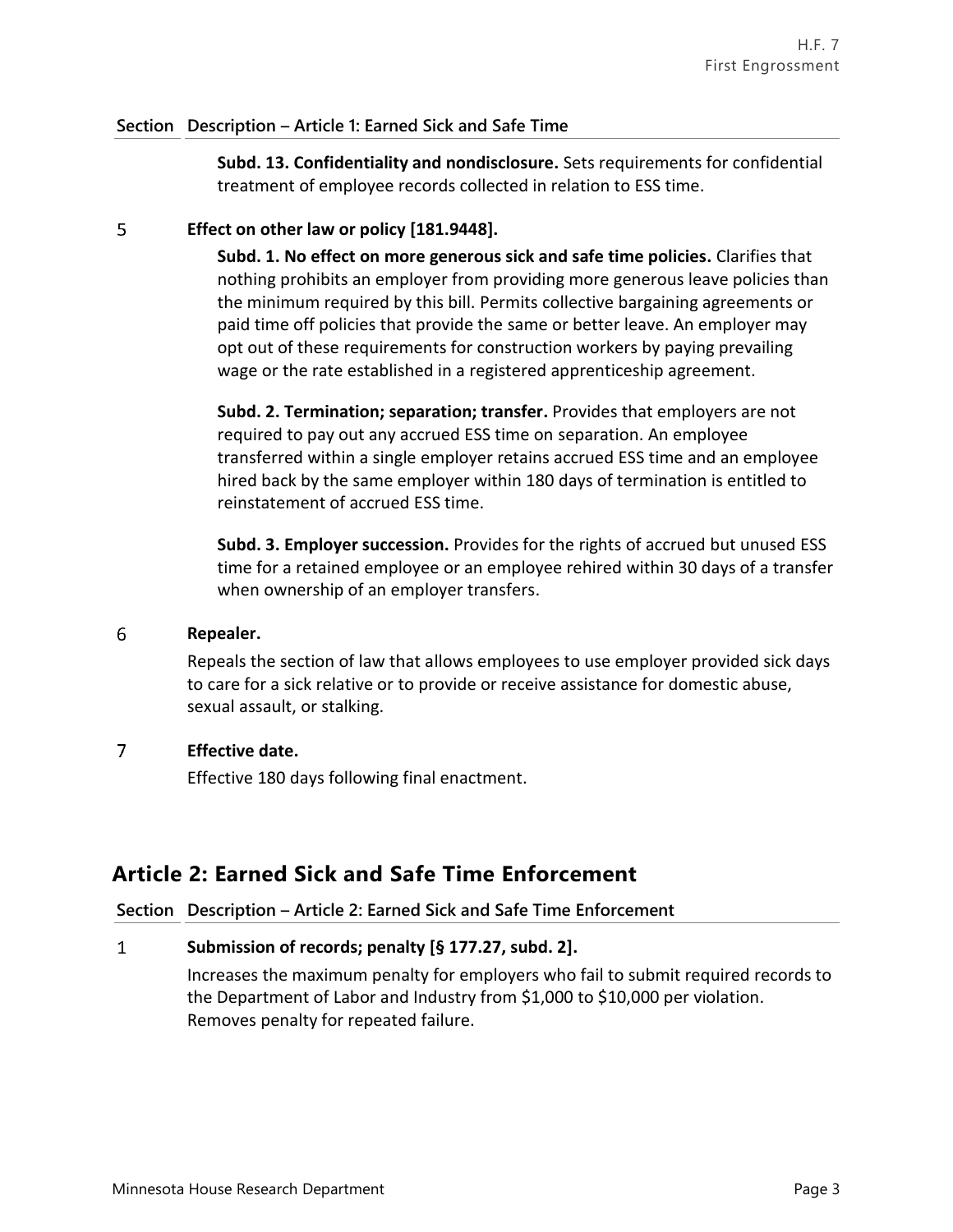| Section | Description – Article 1: Earned Sick and Safe Time |
|---|---|
| | **Subd. 13. Confidentiality and nondisclosure.** Sets requirements for confidential treatment of employee records collected in relation to ESS time. |
| 5 | **Effect on other law or policy [181.9448].**<br><br>**Subd. 1. No effect on more generous sick and safe time policies.** Clarifies that nothing prohibits an employer from providing more generous leave policies than the minimum required by this bill. Permits collective bargaining agreements or paid time off policies that provide the same or better leave. An employer may opt out of these requirements for construction workers by paying prevailing wage or the rate established in a registered apprenticeship agreement.<br><br>**Subd. 2. Termination; separation; transfer.** Provides that employers are not required to pay out any accrued ESS time on separation. An employee transferred within a single employer retains accrued ESS time and an employee hired back by the same employer within 180 days of termination is entitled to reinstatement of accrued ESS time.<br><br>**Subd. 3. Employer succession.** Provides for the rights of accrued but unused ESS time for a retained employee or an employee rehired within 30 days of a transfer when ownership of an employer transfers. |
| 6 | **Repealer.**<br><br>Repeals the section of law that allows employees to use employer provided sick days to care for a sick relative or to provide or receive assistance for domestic abuse, sexual assault, or stalking. |
| 7 | **Effective date.**<br><br>Effective 180 days following final enactment. |

## Article 2: Earned Sick and Safe Time Enforcement

| Section | Description – Article 2: Earned Sick and Safe Time Enforcement |
|---|---|
| 1 | **Submission of records; penalty [§ 177.27, subd. 2].**<br><br>Increases the maximum penalty for employers who fail to submit required records to the Department of Labor and Industry from $1,000 to $10,000 per violation. Removes penalty for repeated failure. |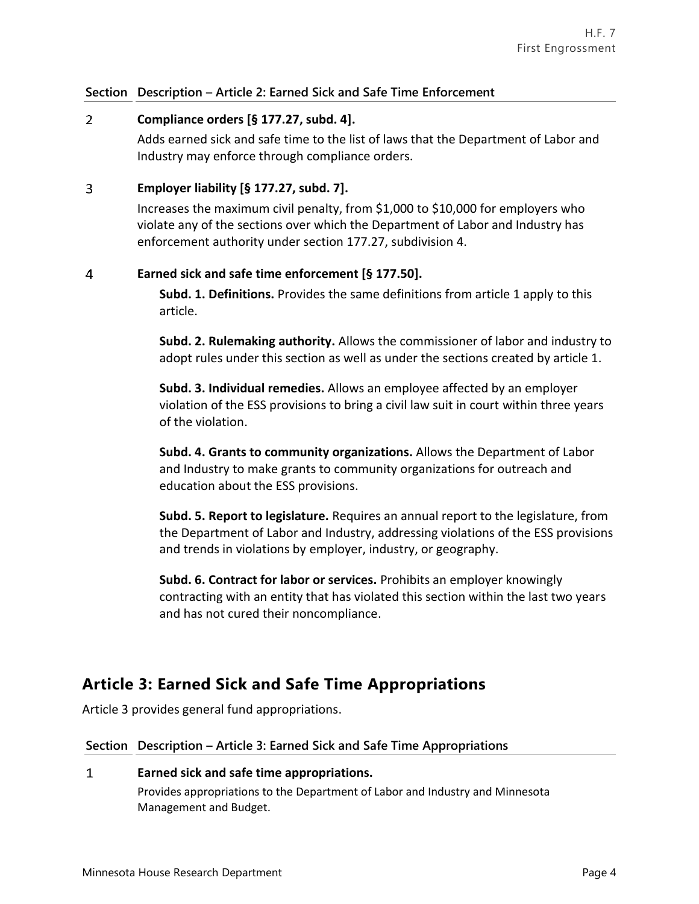| Section | Description – Article 2: Earned Sick and Safe Time Enforcement |
|---|---|
| 2 | **Compliance orders [§ 177.27, subd. 4].** Adds earned sick and safe time to the list of laws that the Department of Labor and Industry may enforce through compliance orders. |
| 3 | **Employer liability [§ 177.27, subd. 7].** Increases the maximum civil penalty, from $1,000 to $10,000 for employers who violate any of the sections over which the Department of Labor and Industry has enforcement authority under section 177.27, subdivision 4. |
| 4 | **Earned sick and safe time enforcement [§ 177.50].** **Subd. 1. Definitions.** Provides the same definitions from article 1 apply to this article. **Subd. 2. Rulemaking authority.** Allows the commissioner of labor and industry to adopt rules under this section as well as under the sections created by article 1. **Subd. 3. Individual remedies.** Allows an employee affected by an employer violation of the ESS provisions to bring a civil law suit in court within three years of the violation. **Subd. 4. Grants to community organizations.** Allows the Department of Labor and Industry to make grants to community organizations for outreach and education about the ESS provisions. **Subd. 5. Report to legislature.** Requires an annual report to the legislature, from the Department of Labor and Industry, addressing violations of the ESS provisions and trends in violations by employer, industry, or geography. **Subd. 6. Contract for labor or services.** Prohibits an employer knowingly contracting with an entity that has violated this section within the last two years and has not cured their noncompliance. |

## Article 3: Earned Sick and Safe Time Appropriations

Article 3 provides general fund appropriations.

| Section | Description – Article 3: Earned Sick and Safe Time Appropriations |
|---|---|
| 1 | **Earned sick and safe time appropriations.** Provides appropriations to the Department of Labor and Industry and Minnesota Management and Budget. |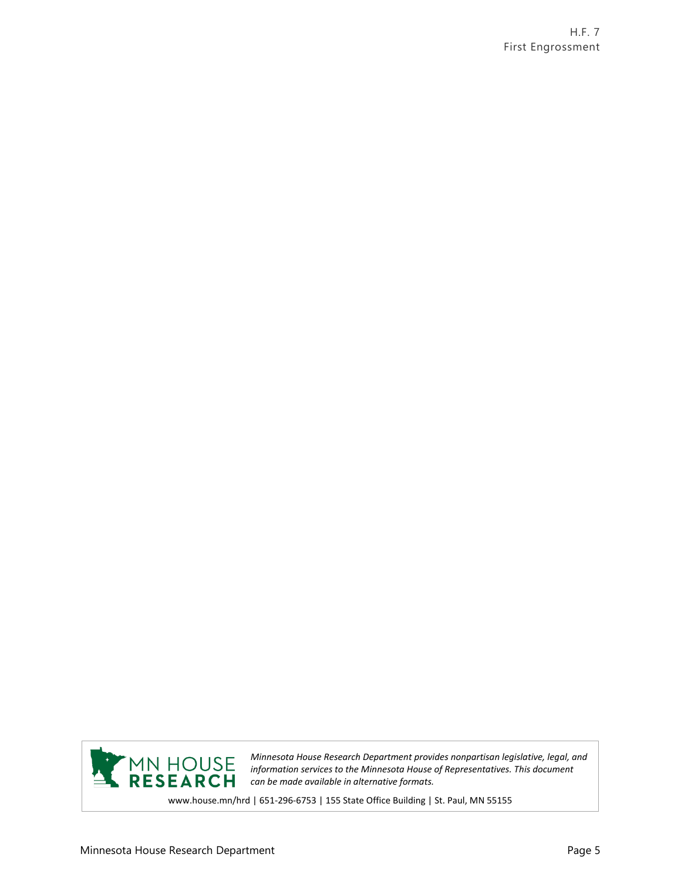MN HOUSE RESEARCH

*Minnesota House Research Department provides nonpartisan legislative, legal, and information services to the Minnesota House of Representatives. This document can be made available in alternative formats.*

www.house.mn/hrd | 651-296-6753 | 155 State Office Building | St. Paul, MN 55155